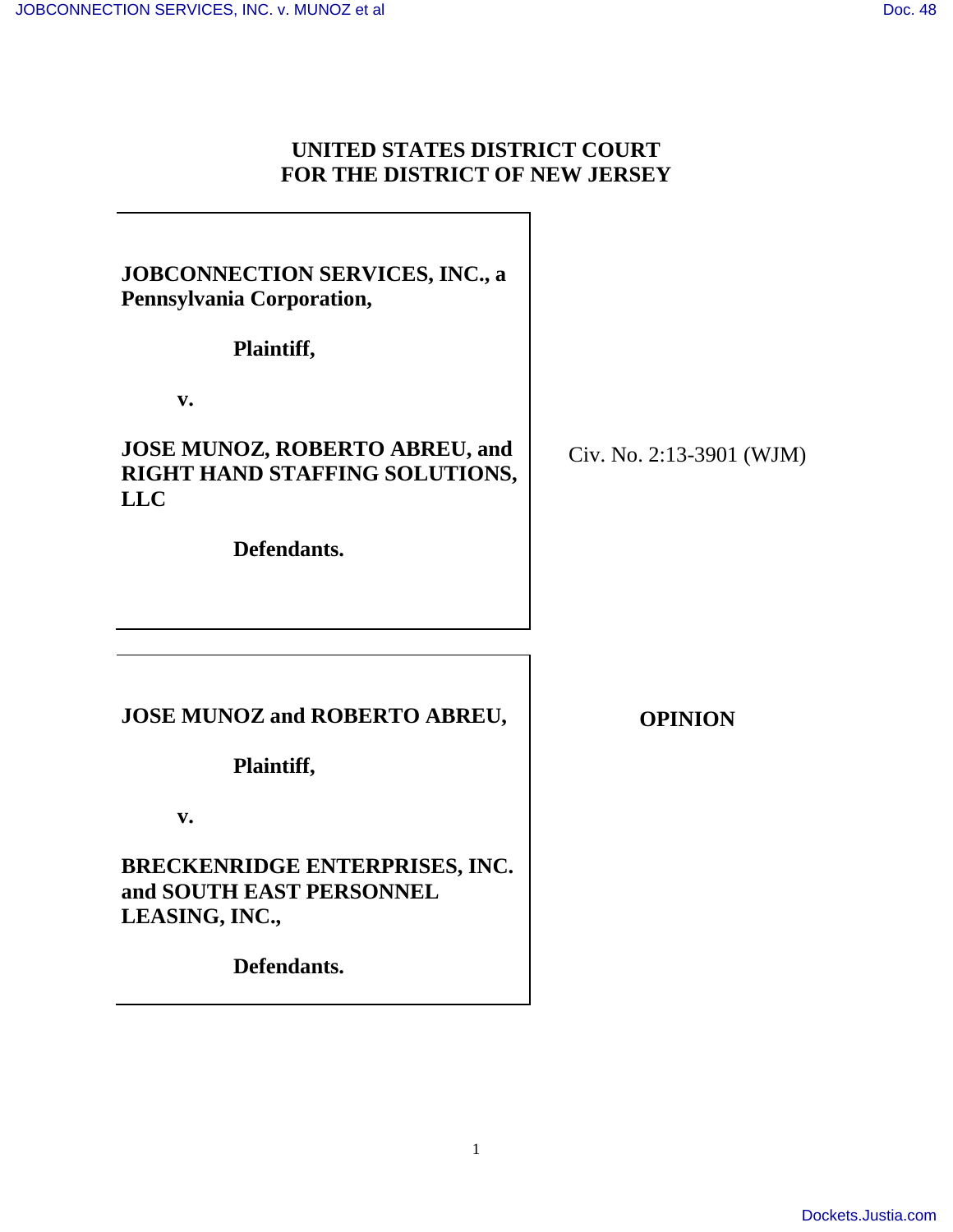**UNITED STATES DISTRICT COURT**
**FOR THE DISTRICT OF NEW JERSEY**

**JOBCONNECTION SERVICES, INC., a Pennsylvania Corporation,**

**Plaintiff,**

**v.**

**JOSE MUNOZ, ROBERTO ABREU, and RIGHT HAND STAFFING SOLUTIONS, LLC**

**Defendants.**

Civ. No. 2:13-3901 (WJM)

**JOSE MUNOZ and ROBERTO ABREU,**

**Plaintiff,**

**v.**

**BRECKENRIDGE ENTERPRISES, INC. and SOUTH EAST PERSONNEL LEASING, INC.,**

**Defendants.**

**OPINION**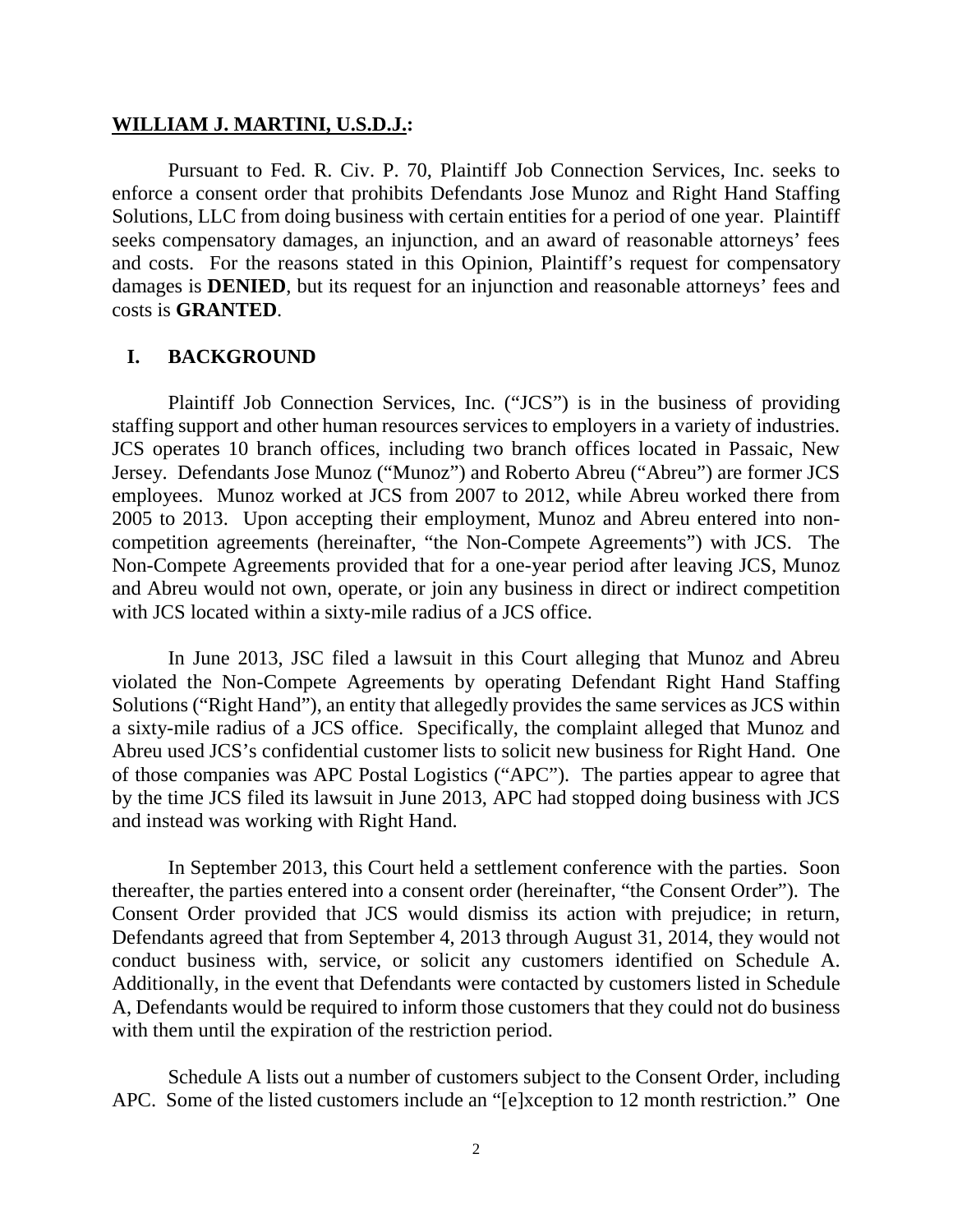**WILLIAM J. MARTINI, U.S.D.J.:**

Pursuant to Fed. R. Civ. P. 70, Plaintiff Job Connection Services, Inc. seeks to enforce a consent order that prohibits Defendants Jose Munoz and Right Hand Staffing Solutions, LLC from doing business with certain entities for a period of one year. Plaintiff seeks compensatory damages, an injunction, and an award of reasonable attorneys' fees and costs. For the reasons stated in this Opinion, Plaintiff's request for compensatory damages is **DENIED**, but its request for an injunction and reasonable attorneys' fees and costs is **GRANTED**.

## I. BACKGROUND

Plaintiff Job Connection Services, Inc. ("JCS") is in the business of providing staffing support and other human resources services to employers in a variety of industries. JCS operates 10 branch offices, including two branch offices located in Passaic, New Jersey. Defendants Jose Munoz ("Munoz") and Roberto Abreu ("Abreu") are former JCS employees. Munoz worked at JCS from 2007 to 2012, while Abreu worked there from 2005 to 2013. Upon accepting their employment, Munoz and Abreu entered into non-competition agreements (hereinafter, "the Non-Compete Agreements") with JCS. The Non-Compete Agreements provided that for a one-year period after leaving JCS, Munoz and Abreu would not own, operate, or join any business in direct or indirect competition with JCS located within a sixty-mile radius of a JCS office.

In June 2013, JSC filed a lawsuit in this Court alleging that Munoz and Abreu violated the Non-Compete Agreements by operating Defendant Right Hand Staffing Solutions ("Right Hand"), an entity that allegedly provides the same services as JCS within a sixty-mile radius of a JCS office. Specifically, the complaint alleged that Munoz and Abreu used JCS's confidential customer lists to solicit new business for Right Hand. One of those companies was APC Postal Logistics ("APC"). The parties appear to agree that by the time JCS filed its lawsuit in June 2013, APC had stopped doing business with JCS and instead was working with Right Hand.

In September 2013, this Court held a settlement conference with the parties. Soon thereafter, the parties entered into a consent order (hereinafter, "the Consent Order"). The Consent Order provided that JCS would dismiss its action with prejudice; in return, Defendants agreed that from September 4, 2013 through August 31, 2014, they would not conduct business with, service, or solicit any customers identified on Schedule A. Additionally, in the event that Defendants were contacted by customers listed in Schedule A, Defendants would be required to inform those customers that they could not do business with them until the expiration of the restriction period.

Schedule A lists out a number of customers subject to the Consent Order, including APC. Some of the listed customers include an "[e]xception to 12 month restriction." One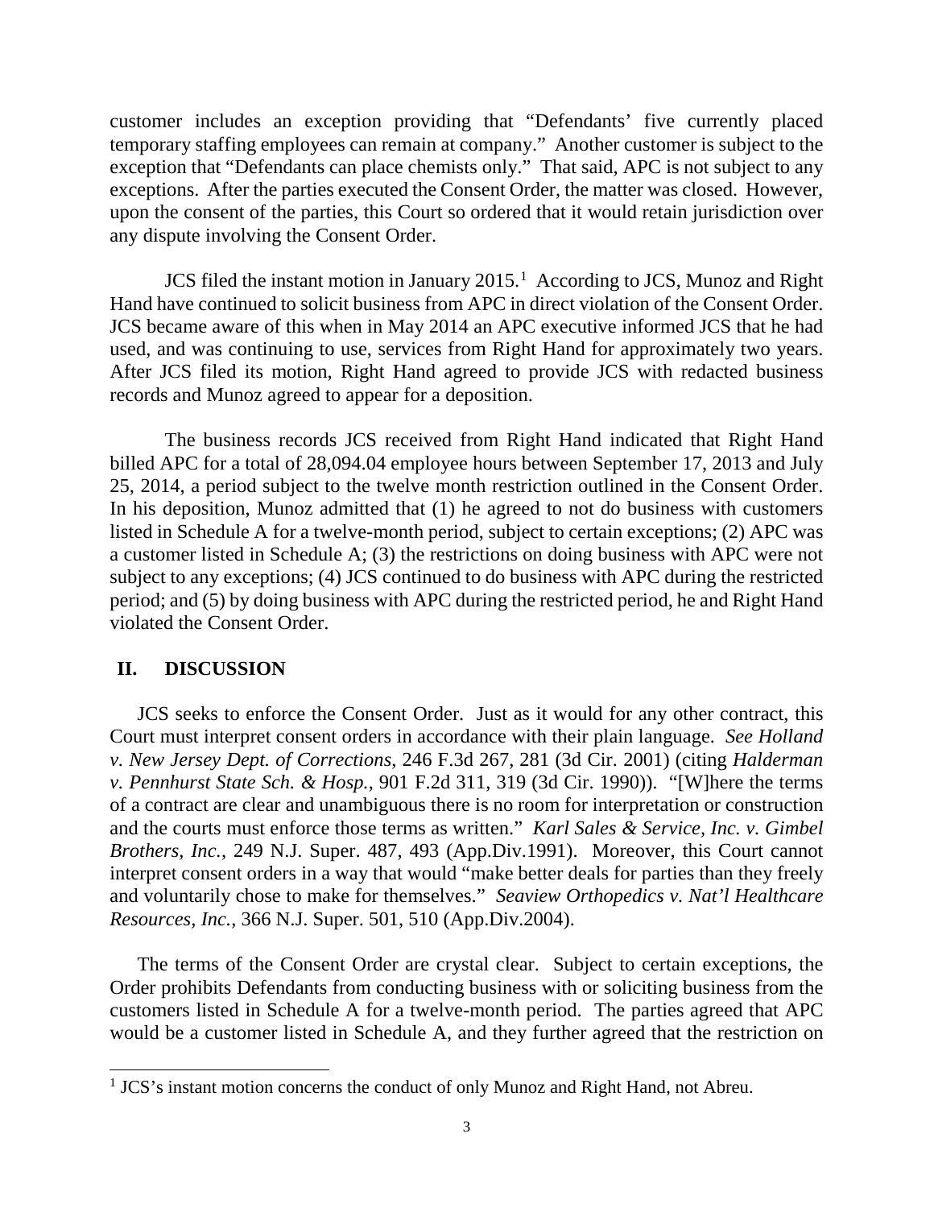customer includes an exception providing that "Defendants' five currently placed temporary staffing employees can remain at company." Another customer is subject to the exception that "Defendants can place chemists only." That said, APC is not subject to any exceptions. After the parties executed the Consent Order, the matter was closed. However, upon the consent of the parties, this Court so ordered that it would retain jurisdiction over any dispute involving the Consent Order.

JCS filed the instant motion in January 2015.[1] According to JCS, Munoz and Right Hand have continued to solicit business from APC in direct violation of the Consent Order. JCS became aware of this when in May 2014 an APC executive informed JCS that he had used, and was continuing to use, services from Right Hand for approximately two years. After JCS filed its motion, Right Hand agreed to provide JCS with redacted business records and Munoz agreed to appear for a deposition.

The business records JCS received from Right Hand indicated that Right Hand billed APC for a total of 28,094.04 employee hours between September 17, 2013 and July 25, 2014, a period subject to the twelve month restriction outlined in the Consent Order. In his deposition, Munoz admitted that (1) he agreed to not do business with customers listed in Schedule A for a twelve-month period, subject to certain exceptions; (2) APC was a customer listed in Schedule A; (3) the restrictions on doing business with APC were not subject to any exceptions; (4) JCS continued to do business with APC during the restricted period; and (5) by doing business with APC during the restricted period, he and Right Hand violated the Consent Order.

## II. DISCUSSION

JCS seeks to enforce the Consent Order. Just as it would for any other contract, this Court must interpret consent orders in accordance with their plain language. *See Holland v. New Jersey Dept. of Corrections*, 246 F.3d 267, 281 (3d Cir. 2001) (citing *Halderman v. Pennhurst State Sch. & Hosp.*, 901 F.2d 311, 319 (3d Cir. 1990)). "[W]here the terms of a contract are clear and unambiguous there is no room for interpretation or construction and the courts must enforce those terms as written." *Karl Sales & Service, Inc. v. Gimbel Brothers, Inc.*, 249 N.J. Super. 487, 493 (App.Div.1991). Moreover, this Court cannot interpret consent orders in a way that would "make better deals for parties than they freely and voluntarily chose to make for themselves." *Seaview Orthopedics v. Nat'l Healthcare Resources, Inc.*, 366 N.J. Super. 501, 510 (App.Div.2004).

The terms of the Consent Order are crystal clear. Subject to certain exceptions, the Order prohibits Defendants from conducting business with or soliciting business from the customers listed in Schedule A for a twelve-month period. The parties agreed that APC would be a customer listed in Schedule A, and they further agreed that the restriction on

[1] JCS's instant motion concerns the conduct of only Munoz and Right Hand, not Abreu.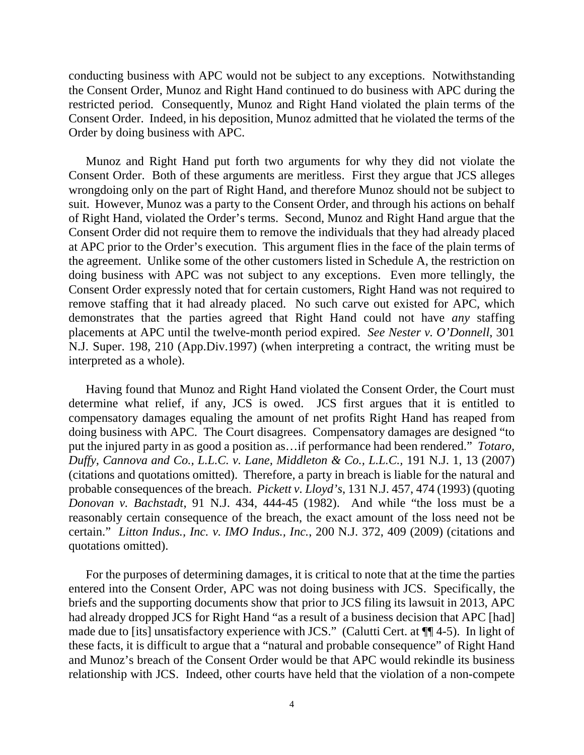conducting business with APC would not be subject to any exceptions. Notwithstanding the Consent Order, Munoz and Right Hand continued to do business with APC during the restricted period. Consequently, Munoz and Right Hand violated the plain terms of the Consent Order. Indeed, in his deposition, Munoz admitted that he violated the terms of the Order by doing business with APC.

Munoz and Right Hand put forth two arguments for why they did not violate the Consent Order. Both of these arguments are meritless. First they argue that JCS alleges wrongdoing only on the part of Right Hand, and therefore Munoz should not be subject to suit. However, Munoz was a party to the Consent Order, and through his actions on behalf of Right Hand, violated the Order's terms. Second, Munoz and Right Hand argue that the Consent Order did not require them to remove the individuals that they had already placed at APC prior to the Order's execution. This argument flies in the face of the plain terms of the agreement. Unlike some of the other customers listed in Schedule A, the restriction on doing business with APC was not subject to any exceptions. Even more tellingly, the Consent Order expressly noted that for certain customers, Right Hand was not required to remove staffing that it had already placed. No such carve out existed for APC, which demonstrates that the parties agreed that Right Hand could not have *any* staffing placements at APC until the twelve-month period expired. *See Nester v. O'Donnell*, 301 N.J. Super. 198, 210 (App.Div.1997) (when interpreting a contract, the writing must be interpreted as a whole).

Having found that Munoz and Right Hand violated the Consent Order, the Court must determine what relief, if any, JCS is owed. JCS first argues that it is entitled to compensatory damages equaling the amount of net profits Right Hand has reaped from doing business with APC. The Court disagrees. Compensatory damages are designed "to put the injured party in as good a position as…if performance had been rendered." *Totaro, Duffy, Cannova and Co., L.L.C. v. Lane, Middleton & Co., L.L.C.*, 191 N.J. 1, 13 (2007) (citations and quotations omitted). Therefore, a party in breach is liable for the natural and probable consequences of the breach. *Pickett v. Lloyd's*, 131 N.J. 457, 474 (1993) (quoting *Donovan v. Bachstadt*, 91 N.J. 434, 444-45 (1982). And while "the loss must be a reasonably certain consequence of the breach, the exact amount of the loss need not be certain." *Litton Indus., Inc. v. IMO Indus., Inc.*, 200 N.J. 372, 409 (2009) (citations and quotations omitted).

For the purposes of determining damages, it is critical to note that at the time the parties entered into the Consent Order, APC was not doing business with JCS. Specifically, the briefs and the supporting documents show that prior to JCS filing its lawsuit in 2013, APC had already dropped JCS for Right Hand "as a result of a business decision that APC [had] made due to [its] unsatisfactory experience with JCS." (Calutti Cert. at ¶¶ 4-5). In light of these facts, it is difficult to argue that a "natural and probable consequence" of Right Hand and Munoz's breach of the Consent Order would be that APC would rekindle its business relationship with JCS. Indeed, other courts have held that the violation of a non-compete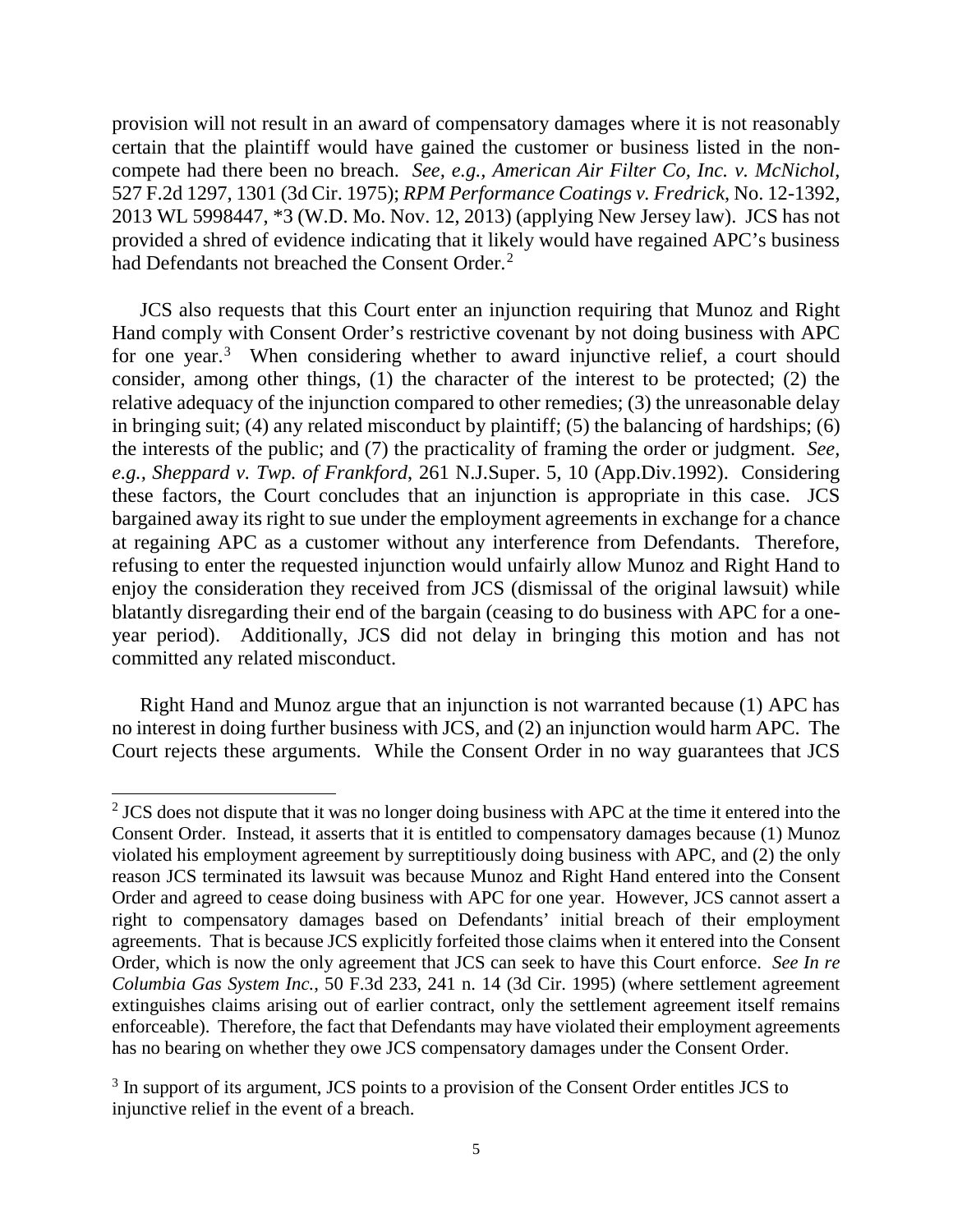provision will not result in an award of compensatory damages where it is not reasonably certain that the plaintiff would have gained the customer or business listed in the non-compete had there been no breach. *See, e.g.*, *American Air Filter Co, Inc. v. McNichol*, 527 F.2d 1297, 1301 (3d Cir. 1975); *RPM Performance Coatings v. Fredrick*, No. 12-1392, 2013 WL 5998447, *3 (W.D. Mo. Nov. 12, 2013) (applying New Jersey law). JCS has not provided a shred of evidence indicating that it likely would have regained APC's business had Defendants not breached the Consent Order.[2]

JCS also requests that this Court enter an injunction requiring that Munoz and Right Hand comply with Consent Order's restrictive covenant by not doing business with APC for one year.[3] When considering whether to award injunctive relief, a court should consider, among other things, (1) the character of the interest to be protected; (2) the relative adequacy of the injunction compared to other remedies; (3) the unreasonable delay in bringing suit; (4) any related misconduct by plaintiff; (5) the balancing of hardships; (6) the interests of the public; and (7) the practicality of framing the order or judgment. *See, e.g.*, *Sheppard v. Twp. of Frankford*, 261 N.J.Super. 5, 10 (App.Div.1992). Considering these factors, the Court concludes that an injunction is appropriate in this case. JCS bargained away its right to sue under the employment agreements in exchange for a chance at regaining APC as a customer without any interference from Defendants. Therefore, refusing to enter the requested injunction would unfairly allow Munoz and Right Hand to enjoy the consideration they received from JCS (dismissal of the original lawsuit) while blatantly disregarding their end of the bargain (ceasing to do business with APC for a one-year period). Additionally, JCS did not delay in bringing this motion and has not committed any related misconduct.

Right Hand and Munoz argue that an injunction is not warranted because (1) APC has no interest in doing further business with JCS, and (2) an injunction would harm APC. The Court rejects these arguments. While the Consent Order in no way guarantees that JCS

---

[2] JCS does not dispute that it was no longer doing business with APC at the time it entered into the Consent Order. Instead, it asserts that it is entitled to compensatory damages because (1) Munoz violated his employment agreement by surreptitiously doing business with APC, and (2) the only reason JCS terminated its lawsuit was because Munoz and Right Hand entered into the Consent Order and agreed to cease doing business with APC for one year. However, JCS cannot assert a right to compensatory damages based on Defendants' initial breach of their employment agreements. That is because JCS explicitly forfeited those claims when it entered into the Consent Order, which is now the only agreement that JCS can seek to have this Court enforce. *See In re Columbia Gas System Inc.*, 50 F.3d 233, 241 n. 14 (3d Cir. 1995) (where settlement agreement extinguishes claims arising out of earlier contract, only the settlement agreement itself remains enforceable). Therefore, the fact that Defendants may have violated their employment agreements has no bearing on whether they owe JCS compensatory damages under the Consent Order.

[3] In support of its argument, JCS points to a provision of the Consent Order entitles JCS to injunctive relief in the event of a breach.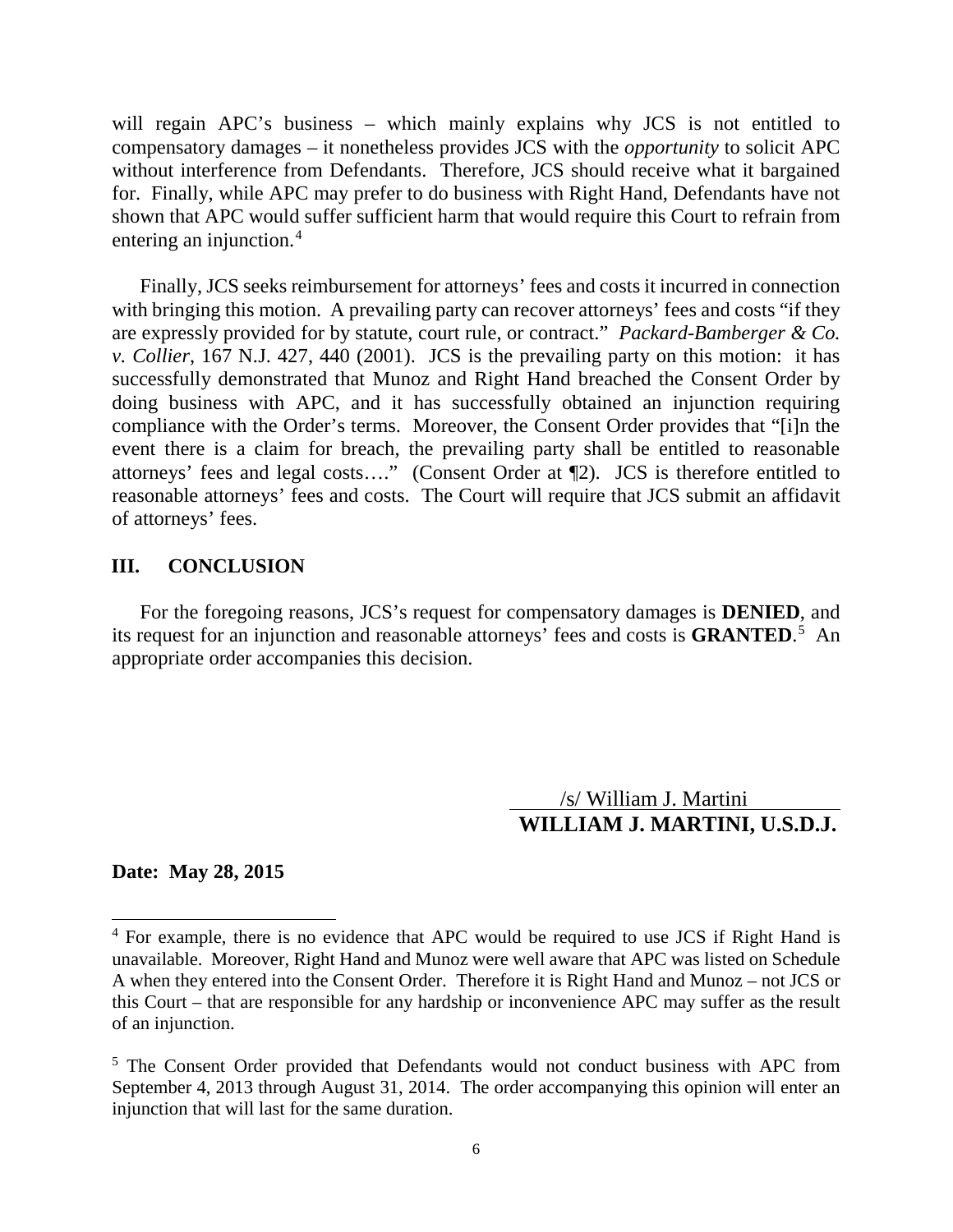will regain APC's business – which mainly explains why JCS is not entitled to compensatory damages – it nonetheless provides JCS with the *opportunity* to solicit APC without interference from Defendants. Therefore, JCS should receive what it bargained for. Finally, while APC may prefer to do business with Right Hand, Defendants have not shown that APC would suffer sufficient harm that would require this Court to refrain from entering an injunction.[4]

Finally, JCS seeks reimbursement for attorneys' fees and costs it incurred in connection with bringing this motion. A prevailing party can recover attorneys' fees and costs "if they are expressly provided for by statute, court rule, or contract." *Packard-Bamberger & Co. v. Collier*, 167 N.J. 427, 440 (2001). JCS is the prevailing party on this motion: it has successfully demonstrated that Munoz and Right Hand breached the Consent Order by doing business with APC, and it has successfully obtained an injunction requiring compliance with the Order's terms. Moreover, the Consent Order provides that "[i]n the event there is a claim for breach, the prevailing party shall be entitled to reasonable attorneys' fees and legal costs…." (Consent Order at ¶2). JCS is therefore entitled to reasonable attorneys' fees and costs. The Court will require that JCS submit an affidavit of attorneys' fees.

## III. CONCLUSION

For the foregoing reasons, JCS's request for compensatory damages is **DENIED**, and its request for an injunction and reasonable attorneys' fees and costs is **GRANTED**.[5] An appropriate order accompanies this decision.

/s/ William J. Martini
**WILLIAM J. MARTINI, U.S.D.J.**

**Date: May 28, 2015**

[4] For example, there is no evidence that APC would be required to use JCS if Right Hand is unavailable. Moreover, Right Hand and Munoz were well aware that APC was listed on Schedule A when they entered into the Consent Order. Therefore it is Right Hand and Munoz – not JCS or this Court – that are responsible for any hardship or inconvenience APC may suffer as the result of an injunction.

[5] The Consent Order provided that Defendants would not conduct business with APC from September 4, 2013 through August 31, 2014. The order accompanying this opinion will enter an injunction that will last for the same duration.